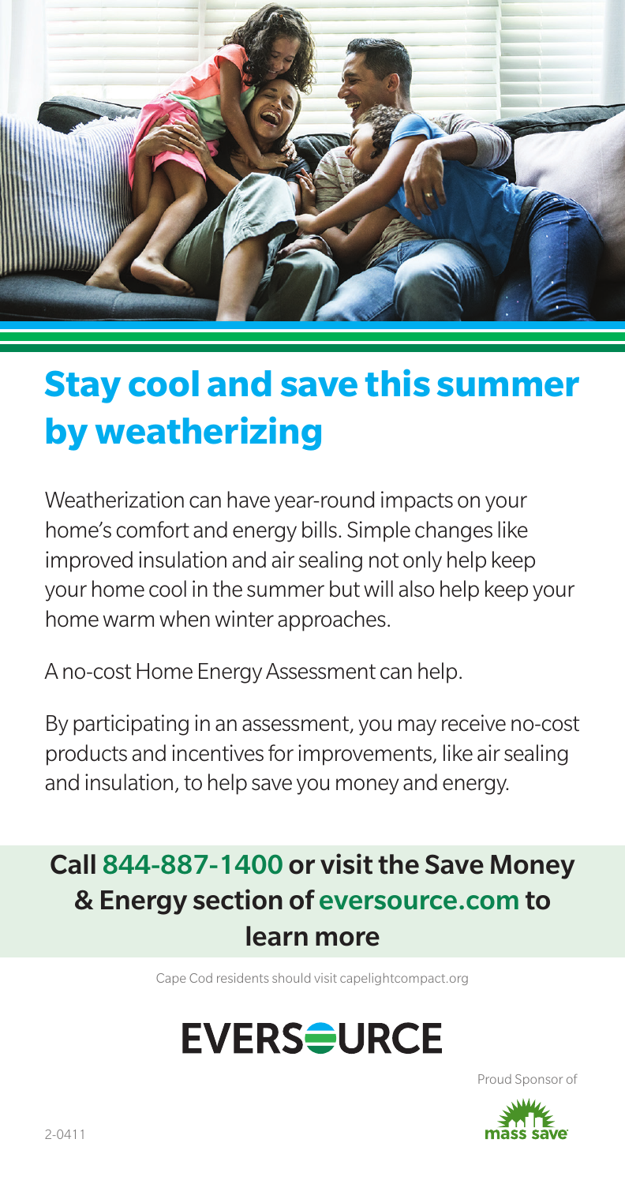# Stay cool and save this summer by weatherizing

Weatherization can have year-round impacts on your home's comfort and energy bills. Simple changes like improved insulation and air sealing not only help keep your home cool in the summer but will also help keep your home warm when winter approaches.

A no-cost Home Energy Assessment can help.

By participating in an assessment, you may receive no-cost products and incentives for improvements, like air sealing and insulation, to help save you money and energy.

**Call 844-887-1400 or visit the Save Money & Energy section of eversource.com to learn more**

Cape Cod residents should visit capelightcompact.org

EVERSOURCE

Proud Sponsor of mass save

2-0411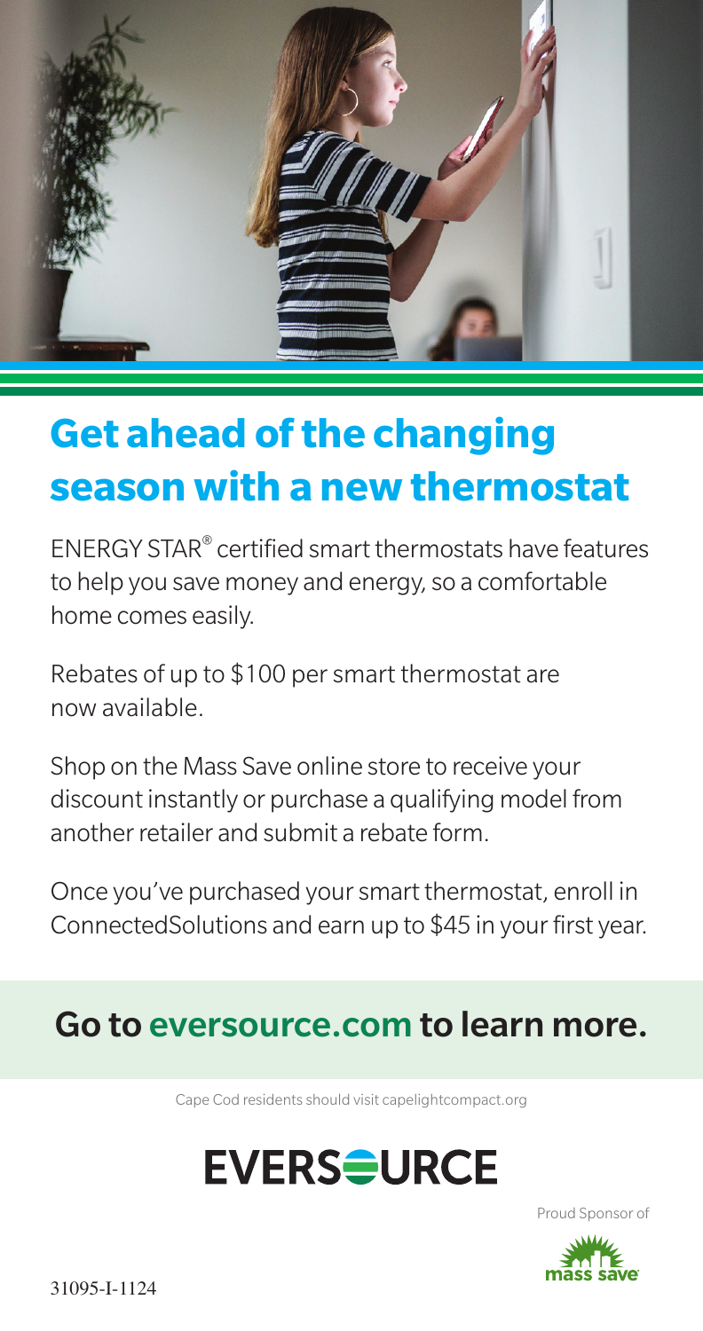# Get ahead of the changing season with a new thermostat

ENERGY STAR® certified smart thermostats have features to help you save money and energy, so a comfortable home comes easily.

Rebates of up to $100 per smart thermostat are now available.

Shop on the Mass Save online store to receive your discount instantly or purchase a qualifying model from another retailer and submit a rebate form.

Once you've purchased your smart thermostat, enroll in ConnectedSolutions and earn up to $45 in your first year.

## Go to eversource.com to learn more.

Cape Cod residents should visit capelightcompact.org

**EVERSOURCE**

Proud Sponsor of

mass save

31095-I-1124